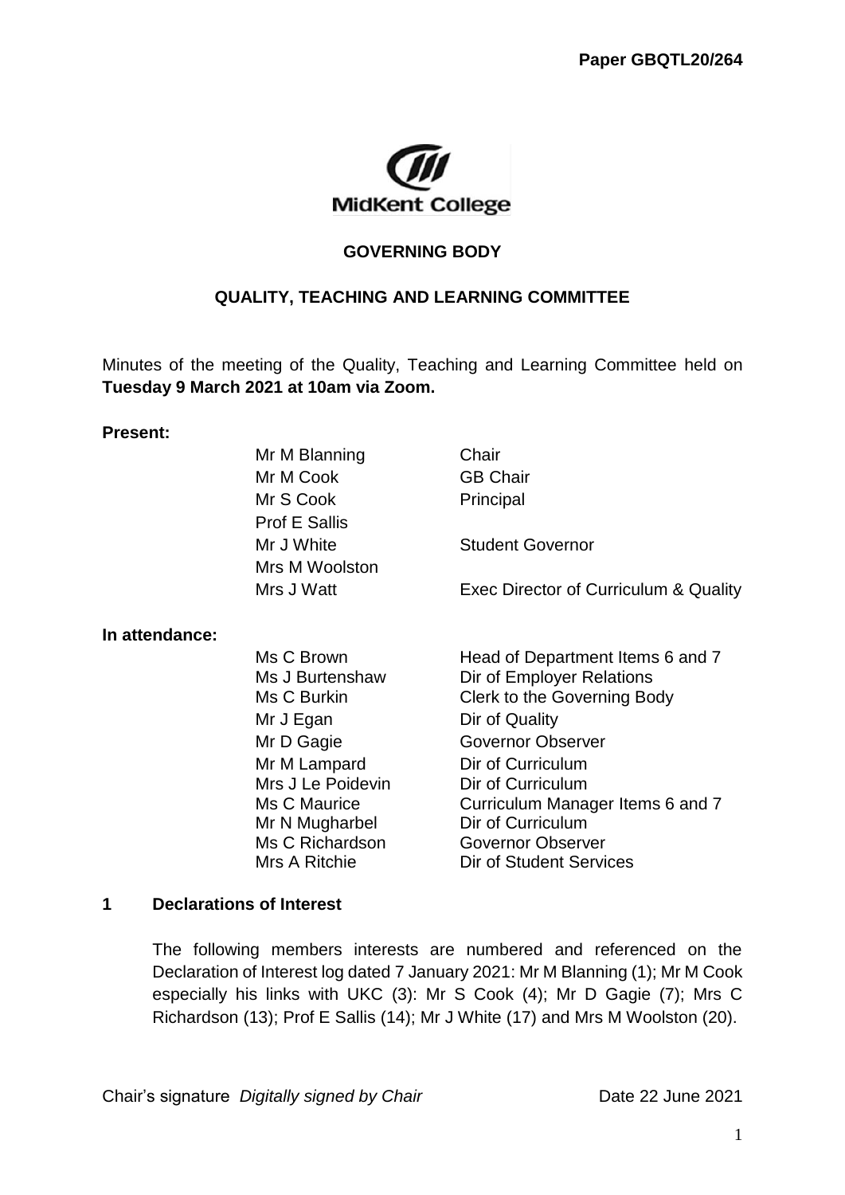**Paper GBQTL20/264**

**GOVERNING BODY**

**QUALITY, TEACHING AND LEARNING COMMITTEE**

Minutes of the meeting of the Quality, Teaching and Learning Committee held on **Tuesday 9 March 2021 at 10am via Zoom.**

**Present:**

| | |
|---|---|
| Mr M Blanning | Chair |
| Mr M Cook | GB Chair |
| Mr S Cook | Principal |
| Prof E Sallis | |
| Mr J White | Student Governor |
| Mrs M Woolston | |
| Mrs J Watt | Exec Director of Curriculum & Quality |

**In attendance:**

| | |
|---|---|
| Ms C Brown | Head of Department Items 6 and 7 |
| Ms J Burtenshaw | Dir of Employer Relations |
| Ms C Burkin | Clerk to the Governing Body |
| Mr J Egan | Dir of Quality |
| Mr D Gagie | Governor Observer |
| Mr M Lampard | Dir of Curriculum |
| Mrs J Le Poidevin | Dir of Curriculum |
| Ms C Maurice | Curriculum Manager Items 6 and 7 |
| Mr N Mugharbel | Dir of Curriculum |
| Ms C Richardson | Governor Observer |
| Mrs A Ritchie | Dir of Student Services |

## 1 Declarations of Interest

The following members interests are numbered and referenced on the Declaration of Interest log dated 7 January 2021: Mr M Blanning (1); Mr M Cook especially his links with UKC (3): Mr S Cook (4); Mr D Gagie (7); Mrs C Richardson (13); Prof E Sallis (14); Mr J White (17) and Mrs M Woolston (20).

Chair's signature *Digitally signed by Chair* Date 22 June 2021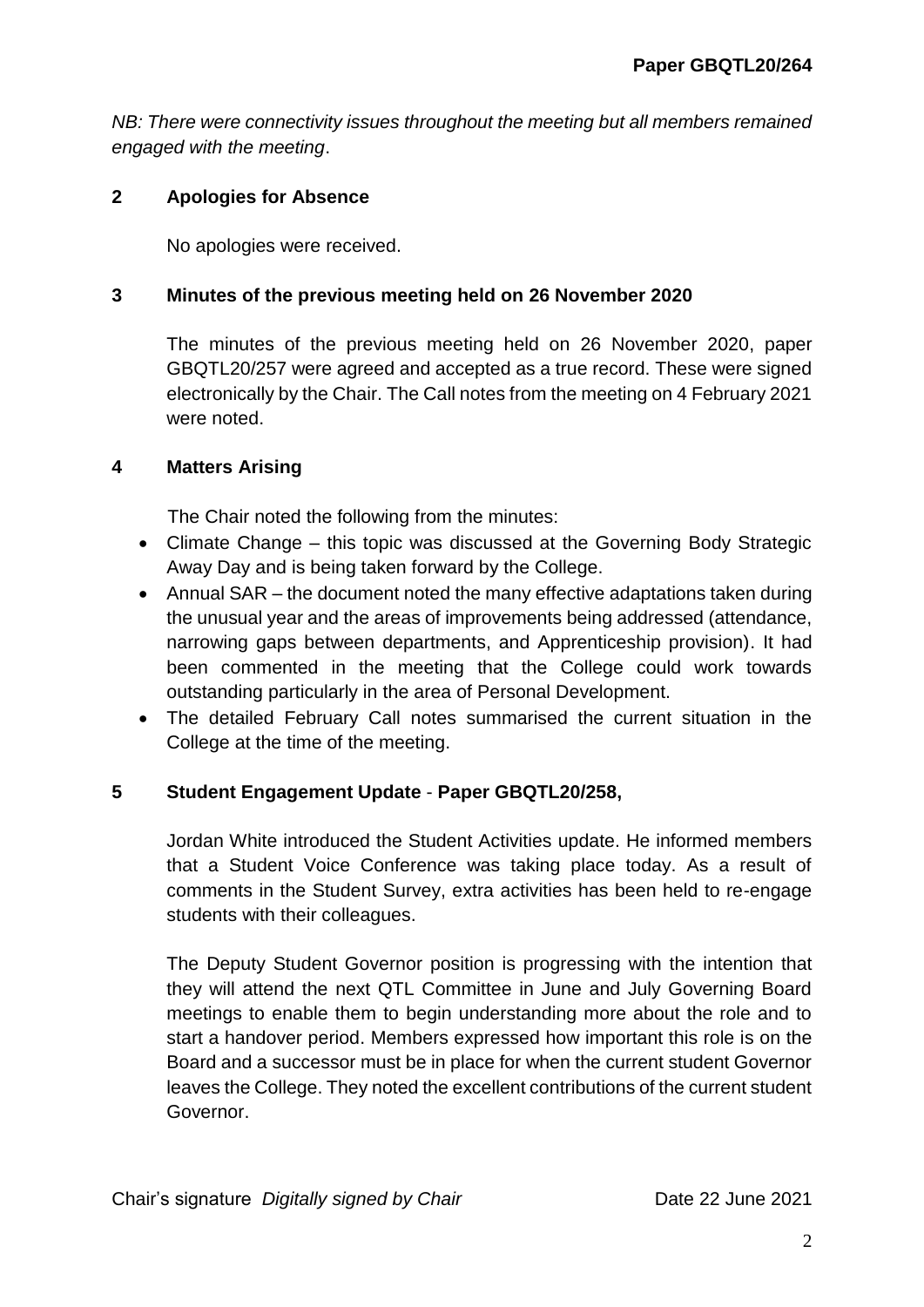*NB: There were connectivity issues throughout the meeting but all members remained engaged with the meeting*.

## 2 Apologies for Absence

No apologies were received.

## 3 Minutes of the previous meeting held on 26 November 2020

The minutes of the previous meeting held on 26 November 2020, paper GBQTL20/257 were agreed and accepted as a true record. These were signed electronically by the Chair. The Call notes from the meeting on 4 February 2021 were noted.

## 4 Matters Arising

The Chair noted the following from the minutes:

- Climate Change – this topic was discussed at the Governing Body Strategic Away Day and is being taken forward by the College.
- Annual SAR – the document noted the many effective adaptations taken during the unusual year and the areas of improvements being addressed (attendance, narrowing gaps between departments, and Apprenticeship provision). It had been commented in the meeting that the College could work towards outstanding particularly in the area of Personal Development.
- The detailed February Call notes summarised the current situation in the College at the time of the meeting.

## 5 Student Engagement Update - Paper GBQTL20/258,

Jordan White introduced the Student Activities update. He informed members that a Student Voice Conference was taking place today. As a result of comments in the Student Survey, extra activities has been held to re-engage students with their colleagues.

The Deputy Student Governor position is progressing with the intention that they will attend the next QTL Committee in June and July Governing Board meetings to enable them to begin understanding more about the role and to start a handover period. Members expressed how important this role is on the Board and a successor must be in place for when the current student Governor leaves the College. They noted the excellent contributions of the current student Governor.

Chair's signature *Digitally signed by Chair* Date 22 June 2021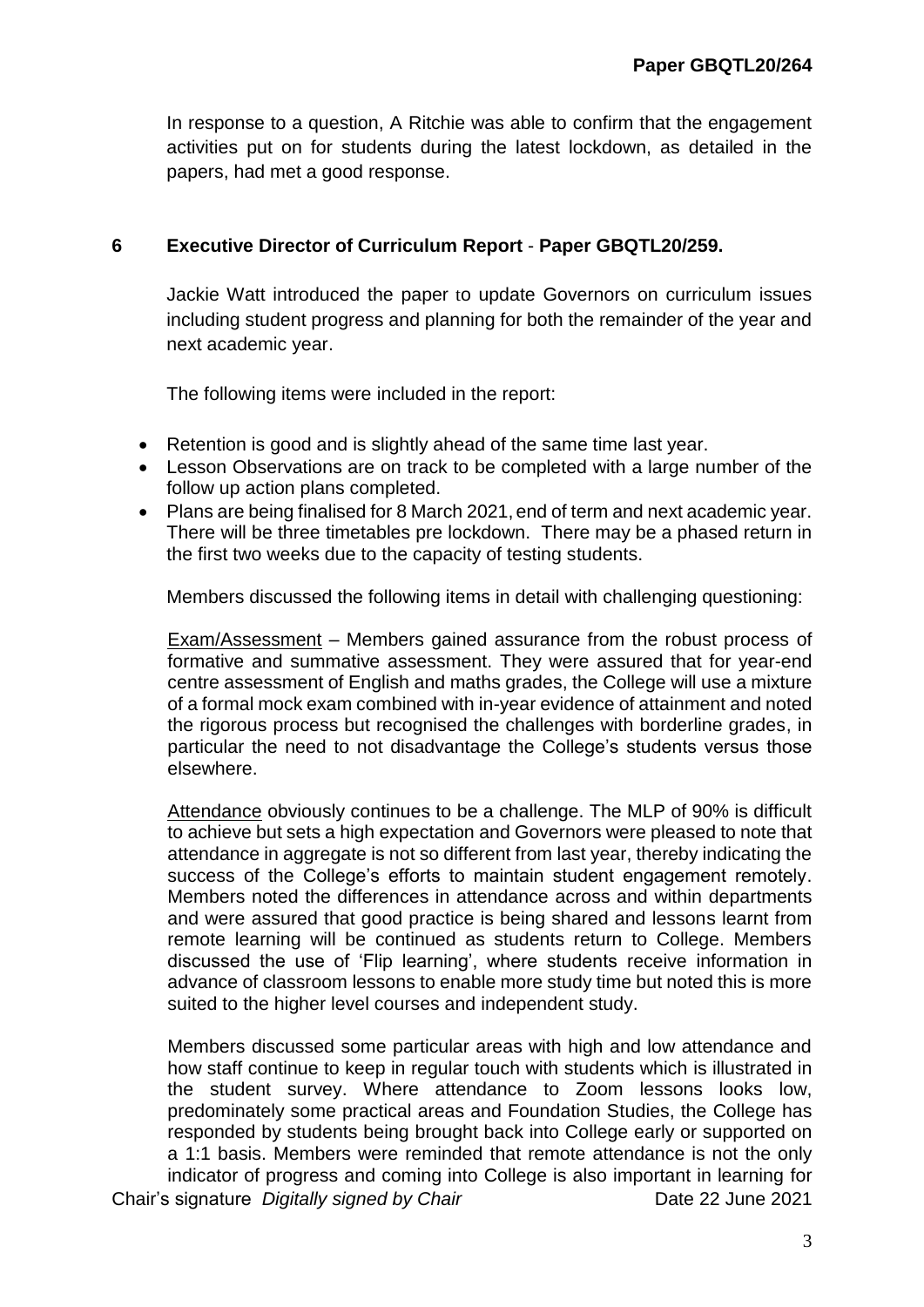In response to a question, A Ritchie was able to confirm that the engagement activities put on for students during the latest lockdown, as detailed in the papers, had met a good response.

## 6 Executive Director of Curriculum Report - Paper GBQTL20/259.

Jackie Watt introduced the paper to update Governors on curriculum issues including student progress and planning for both the remainder of the year and next academic year.

The following items were included in the report:

- Retention is good and is slightly ahead of the same time last year.
- Lesson Observations are on track to be completed with a large number of the follow up action plans completed.
- Plans are being finalised for 8 March 2021, end of term and next academic year. There will be three timetables pre lockdown. There may be a phased return in the first two weeks due to the capacity of testing students.

Members discussed the following items in detail with challenging questioning:

Exam/Assessment – Members gained assurance from the robust process of formative and summative assessment. They were assured that for year-end centre assessment of English and maths grades, the College will use a mixture of a formal mock exam combined with in-year evidence of attainment and noted the rigorous process but recognised the challenges with borderline grades, in particular the need to not disadvantage the College's students versus those elsewhere.

Attendance obviously continues to be a challenge. The MLP of 90% is difficult to achieve but sets a high expectation and Governors were pleased to note that attendance in aggregate is not so different from last year, thereby indicating the success of the College's efforts to maintain student engagement remotely. Members noted the differences in attendance across and within departments and were assured that good practice is being shared and lessons learnt from remote learning will be continued as students return to College. Members discussed the use of 'Flip learning', where students receive information in advance of classroom lessons to enable more study time but noted this is more suited to the higher level courses and independent study.

Members discussed some particular areas with high and low attendance and how staff continue to keep in regular touch with students which is illustrated in the student survey. Where attendance to Zoom lessons looks low, predominately some practical areas and Foundation Studies, the College has responded by students being brought back into College early or supported on a 1:1 basis. Members were reminded that remote attendance is not the only indicator of progress and coming into College is also important in learning for

Chair's signature *Digitally signed by Chair* Date 22 June 2021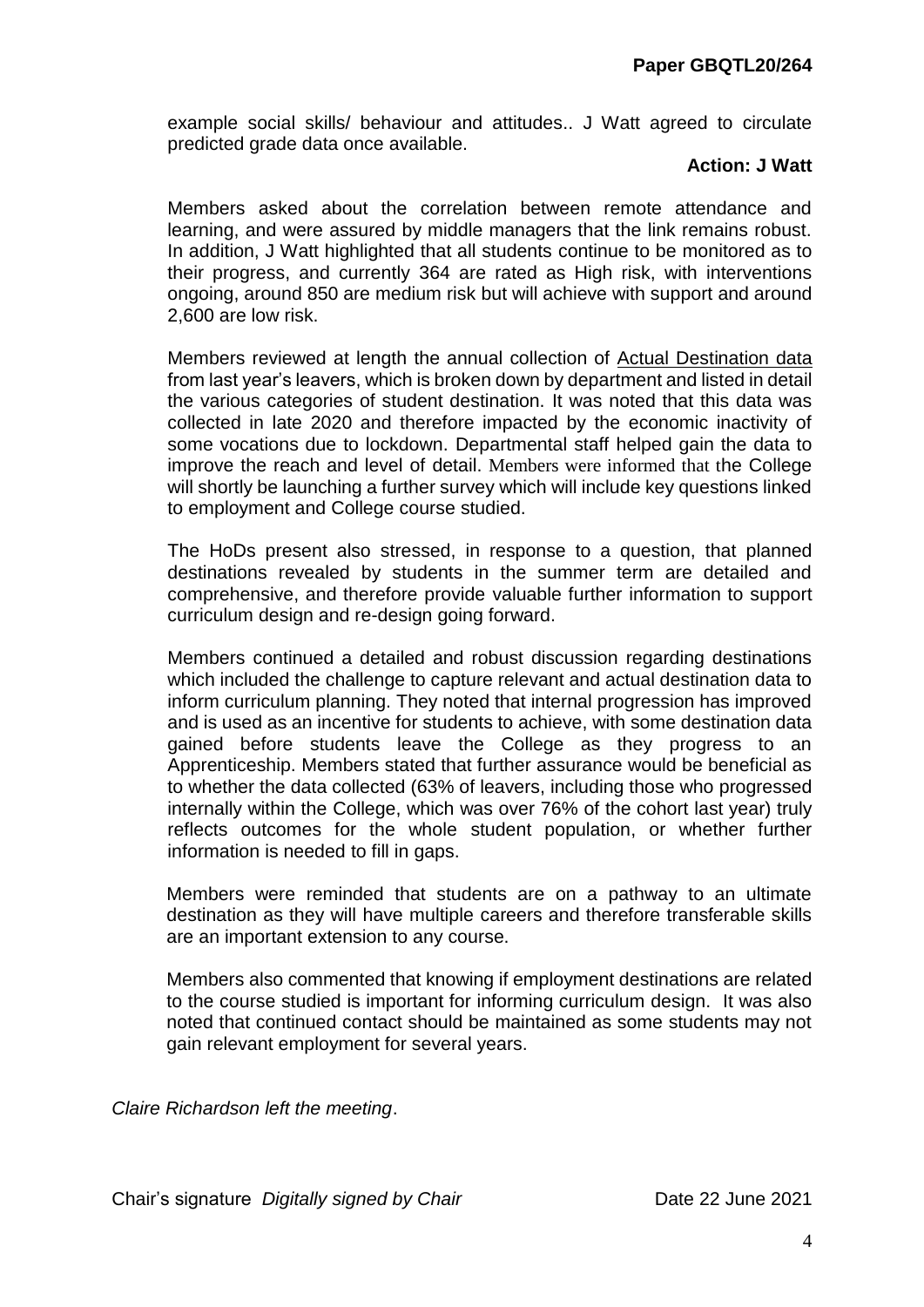example social skills/ behaviour and attitudes.. J Watt agreed to circulate predicted grade data once available.

**Action: J Watt**

Members asked about the correlation between remote attendance and learning, and were assured by middle managers that the link remains robust. In addition, J Watt highlighted that all students continue to be monitored as to their progress, and currently 364 are rated as High risk, with interventions ongoing, around 850 are medium risk but will achieve with support and around 2,600 are low risk.

Members reviewed at length the annual collection of Actual Destination data from last year's leavers, which is broken down by department and listed in detail the various categories of student destination. It was noted that this data was collected in late 2020 and therefore impacted by the economic inactivity of some vocations due to lockdown. Departmental staff helped gain the data to improve the reach and level of detail. Members were informed that the College will shortly be launching a further survey which will include key questions linked to employment and College course studied.

The HoDs present also stressed, in response to a question, that planned destinations revealed by students in the summer term are detailed and comprehensive, and therefore provide valuable further information to support curriculum design and re-design going forward.

Members continued a detailed and robust discussion regarding destinations which included the challenge to capture relevant and actual destination data to inform curriculum planning. They noted that internal progression has improved and is used as an incentive for students to achieve, with some destination data gained before students leave the College as they progress to an Apprenticeship. Members stated that further assurance would be beneficial as to whether the data collected (63% of leavers, including those who progressed internally within the College, which was over 76% of the cohort last year) truly reflects outcomes for the whole student population, or whether further information is needed to fill in gaps.

Members were reminded that students are on a pathway to an ultimate destination as they will have multiple careers and therefore transferable skills are an important extension to any course.

Members also commented that knowing if employment destinations are related to the course studied is important for informing curriculum design. It was also noted that continued contact should be maintained as some students may not gain relevant employment for several years.

*Claire Richardson left the meeting*.

Chair's signature *Digitally signed by Chair* Date 22 June 2021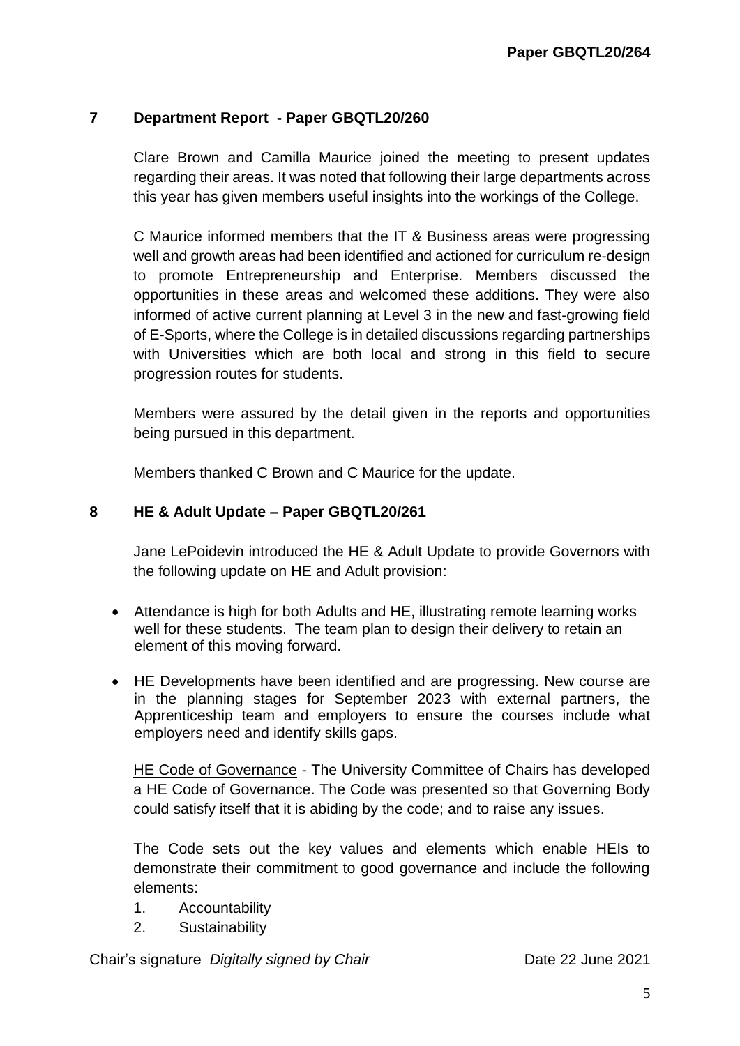## 7 Department Report - Paper GBQTL20/260

Clare Brown and Camilla Maurice joined the meeting to present updates regarding their areas. It was noted that following their large departments across this year has given members useful insights into the workings of the College.

C Maurice informed members that the IT & Business areas were progressing well and growth areas had been identified and actioned for curriculum re-design to promote Entrepreneurship and Enterprise. Members discussed the opportunities in these areas and welcomed these additions. They were also informed of active current planning at Level 3 in the new and fast-growing field of E-Sports, where the College is in detailed discussions regarding partnerships with Universities which are both local and strong in this field to secure progression routes for students.

Members were assured by the detail given in the reports and opportunities being pursued in this department.

Members thanked C Brown and C Maurice for the update.

## 8 HE & Adult Update – Paper GBQTL20/261

Jane LePoidevin introduced the HE & Adult Update to provide Governors with the following update on HE and Adult provision:

- Attendance is high for both Adults and HE, illustrating remote learning works well for these students. The team plan to design their delivery to retain an element of this moving forward.
- HE Developments have been identified and are progressing. New course are in the planning stages for September 2023 with external partners, the Apprenticeship team and employers to ensure the courses include what employers need and identify skills gaps.

HE Code of Governance - The University Committee of Chairs has developed a HE Code of Governance. The Code was presented so that Governing Body could satisfy itself that it is abiding by the code; and to raise any issues.

The Code sets out the key values and elements which enable HEIs to demonstrate their commitment to good governance and include the following elements:

1. Accountability
2. Sustainability

Chair's signature *Digitally signed by Chair* Date 22 June 2021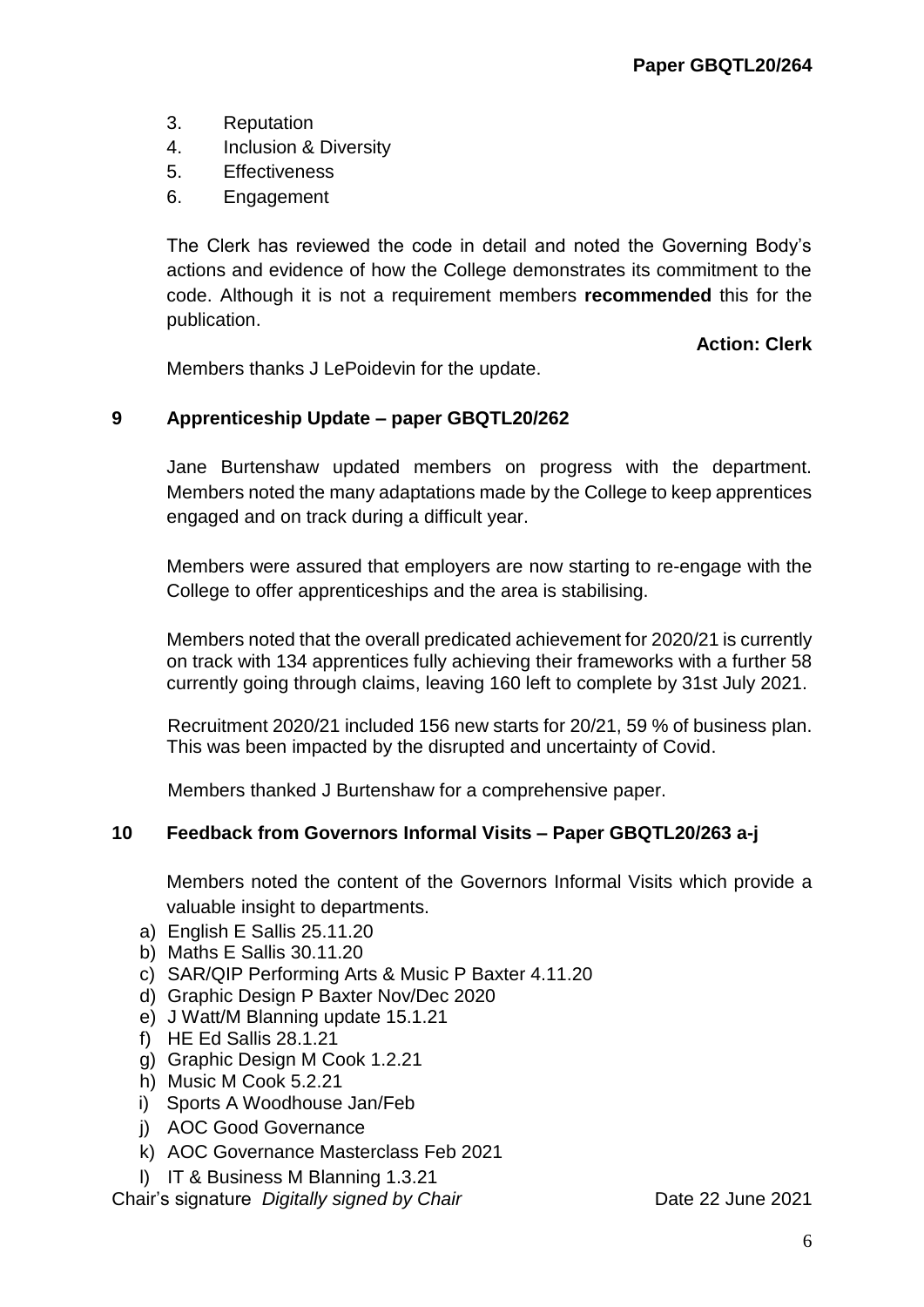3. Reputation
4. Inclusion & Diversity
5. Effectiveness
6. Engagement

The Clerk has reviewed the code in detail and noted the Governing Body's actions and evidence of how the College demonstrates its commitment to the code. Although it is not a requirement members **recommended** this for the publication.

**Action: Clerk**

Members thanks J LePoidevin for the update.

## 9 Apprenticeship Update – paper GBQTL20/262

Jane Burtenshaw updated members on progress with the department. Members noted the many adaptations made by the College to keep apprentices engaged and on track during a difficult year.

Members were assured that employers are now starting to re-engage with the College to offer apprenticeships and the area is stabilising.

Members noted that the overall predicated achievement for 2020/21 is currently on track with 134 apprentices fully achieving their frameworks with a further 58 currently going through claims, leaving 160 left to complete by 31st July 2021.

Recruitment 2020/21 included 156 new starts for 20/21, 59 % of business plan. This was been impacted by the disrupted and uncertainty of Covid.

Members thanked J Burtenshaw for a comprehensive paper.

## 10 Feedback from Governors Informal Visits – Paper GBQTL20/263 a-j

Members noted the content of the Governors Informal Visits which provide a valuable insight to departments.

a) English E Sallis 25.11.20
b) Maths E Sallis 30.11.20
c) SAR/QIP Performing Arts & Music P Baxter 4.11.20
d) Graphic Design P Baxter Nov/Dec 2020
e) J Watt/M Blanning update 15.1.21
f) HE Ed Sallis 28.1.21
g) Graphic Design M Cook 1.2.21
h) Music M Cook 5.2.21
i) Sports A Woodhouse Jan/Feb
j) AOC Good Governance
k) AOC Governance Masterclass Feb 2021
l) IT & Business M Blanning 1.3.21

Chair's signature *Digitally signed by Chair* Date 22 June 2021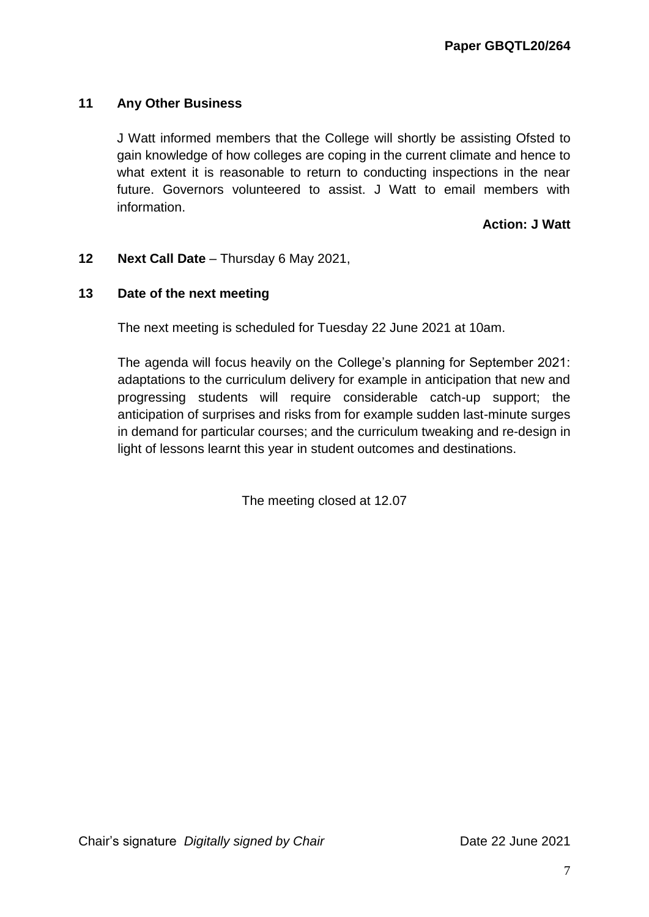**Paper GBQTL20/264**

## 11 Any Other Business

J Watt informed members that the College will shortly be assisting Ofsted to gain knowledge of how colleges are coping in the current climate and hence to what extent it is reasonable to return to conducting inspections in the near future. Governors volunteered to assist. J Watt to email members with information.

**Action: J Watt**

## 12 Next Call Date – Thursday 6 May 2021,

## 13 Date of the next meeting

The next meeting is scheduled for Tuesday 22 June 2021 at 10am.

The agenda will focus heavily on the College's planning for September 2021: adaptations to the curriculum delivery for example in anticipation that new and progressing students will require considerable catch-up support; the anticipation of surprises and risks from for example sudden last-minute surges in demand for particular courses; and the curriculum tweaking and re-design in light of lessons learnt this year in student outcomes and destinations.

The meeting closed at 12.07

Chair's signature *Digitally signed by Chair* Date 22 June 2021